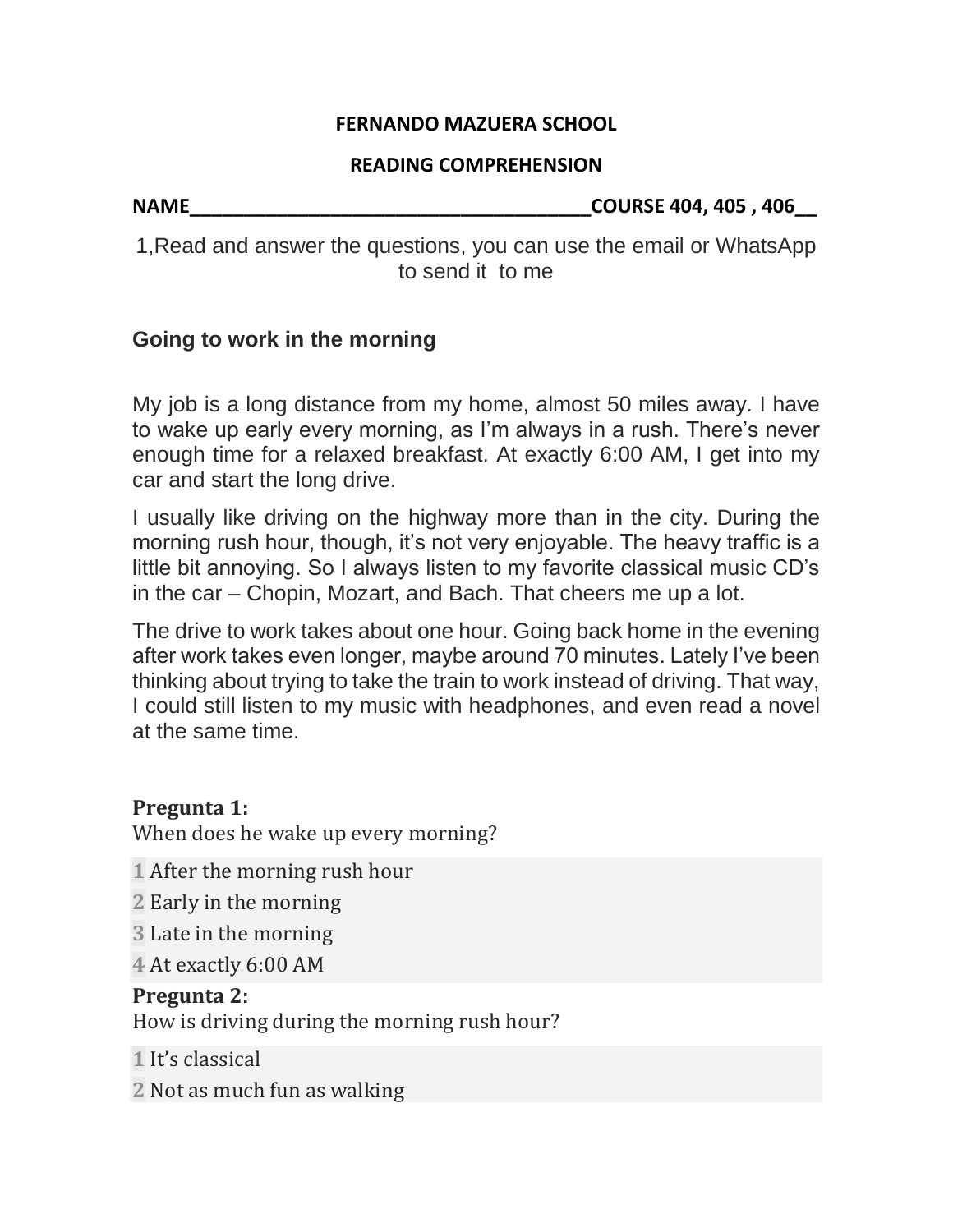**FERNANDO MAZUERA SCHOOL**

**READING COMPREHENSION**

**NAME______________________________________COURSE 404, 405 , 406__**

1,Read and answer the questions, you can use the email or WhatsApp to send it to me

## Going to work in the morning

My job is a long distance from my home, almost 50 miles away. I have to wake up early every morning, as I'm always in a rush. There's never enough time for a relaxed breakfast. At exactly 6:00 AM, I get into my car and start the long drive.

I usually like driving on the highway more than in the city. During the morning rush hour, though, it's not very enjoyable. The heavy traffic is a little bit annoying. So I always listen to my favorite classical music CD's in the car – Chopin, Mozart, and Bach. That cheers me up a lot.

The drive to work takes about one hour. Going back home in the evening after work takes even longer, maybe around 70 minutes. Lately I've been thinking about trying to take the train to work instead of driving. That way, I could still listen to my music with headphones, and even read a novel at the same time.

**Pregunta 1:**
When does he wake up every morning?

1 After the morning rush hour
2 Early in the morning
3 Late in the morning
4 At exactly 6:00 AM

**Pregunta 2:**
How is driving during the morning rush hour?

1 It's classical
2 Not as much fun as walking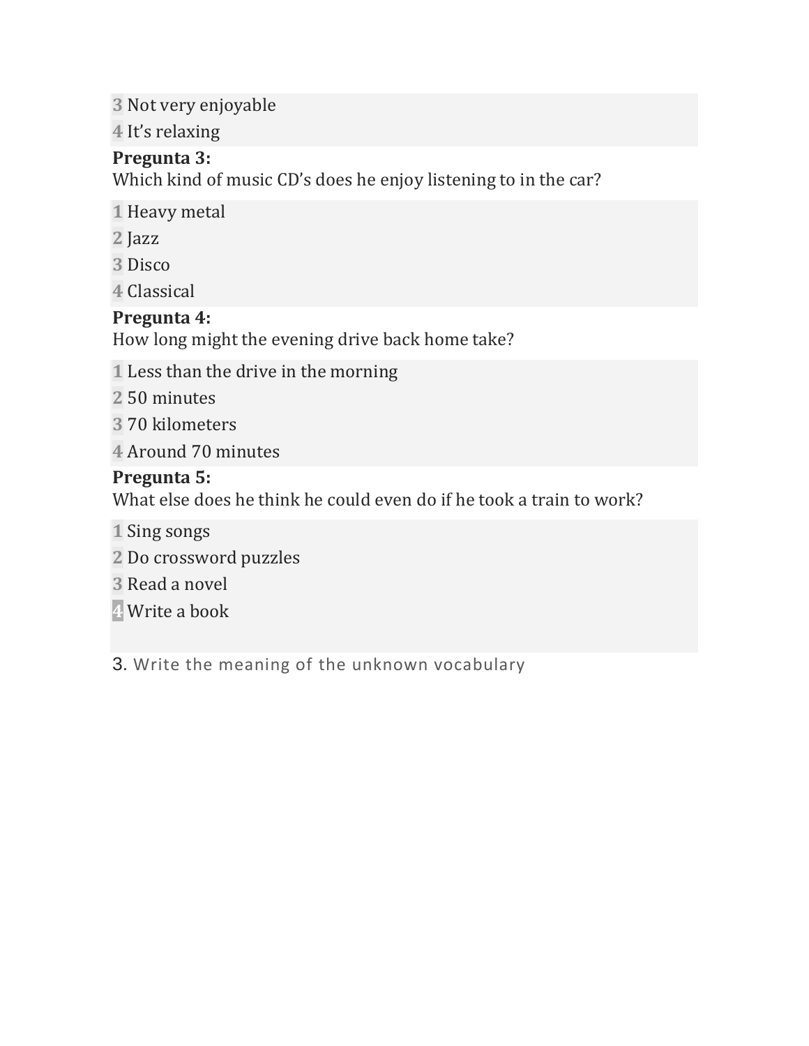3 Not very enjoyable

4 It's relaxing

**Pregunta 3:**

Which kind of music CD's does he enjoy listening to in the car?

1 Heavy metal

2 Jazz

3 Disco

4 Classical

**Pregunta 4:**

How long might the evening drive back home take?

1 Less than the drive in the morning

2 50 minutes

3 70 kilometers

4 Around 70 minutes

**Pregunta 5:**

What else does he think he could even do if he took a train to work?

1 Sing songs

2 Do crossword puzzles

3 Read a novel

4 Write a book

3. Write the meaning of the unknown vocabulary